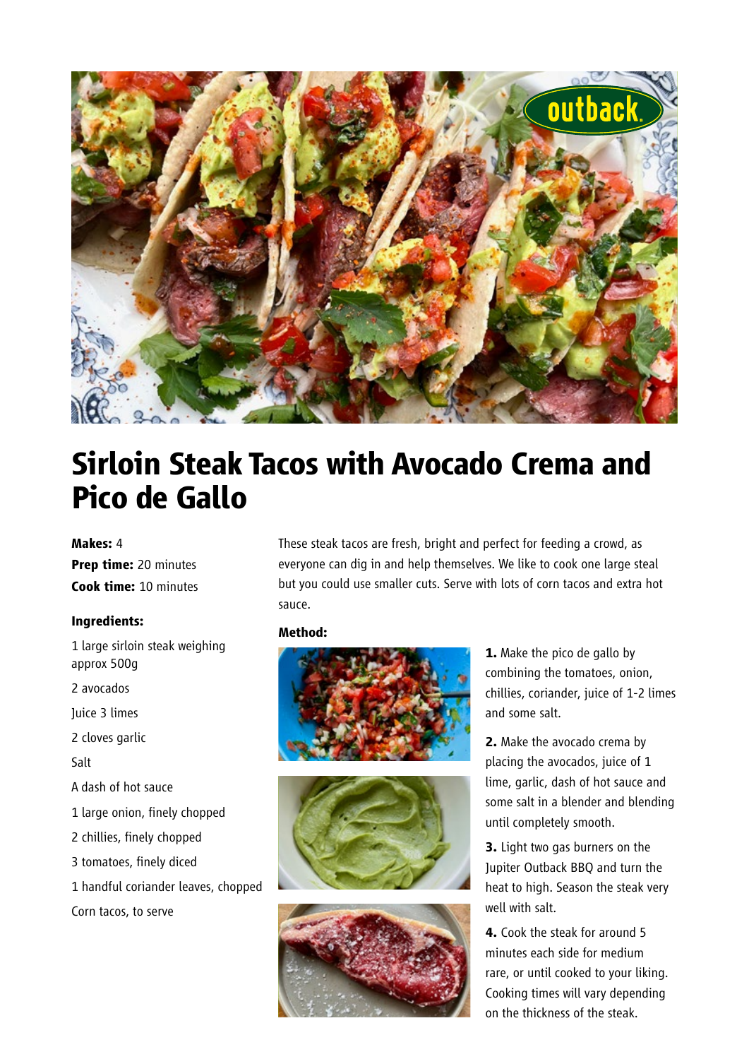# Sirloin Steak Tacos with Avocado Crema and Pico de Gallo

**Makes:** 4
**Prep time:** 20 minutes
**Cook time:** 10 minutes

These steak tacos are fresh, bright and perfect for feeding a crowd, as everyone can dig in and help themselves. We like to cook one large steal but you could use smaller cuts. Serve with lots of corn tacos and extra hot sauce.

**Ingredients:**

1 large sirloin steak weighing approx 500g

2 avocados

Juice 3 limes

2 cloves garlic

Salt

A dash of hot sauce

1 large onion, finely chopped

2 chillies, finely chopped

3 tomatoes, finely diced

1 handful coriander leaves, chopped

Corn tacos, to serve

**Method:**

**1.** Make the pico de gallo by combining the tomatoes, onion, chillies, coriander, juice of 1-2 limes and some salt.

**2.** Make the avocado crema by placing the avocados, juice of 1 lime, garlic, dash of hot sauce and some salt in a blender and blending until completely smooth.

**3.** Light two gas burners on the Jupiter Outback BBQ and turn the heat to high. Season the steak very well with salt.

**4.** Cook the steak for around 5 minutes each side for medium rare, or until cooked to your liking. Cooking times will vary depending on the thickness of the steak.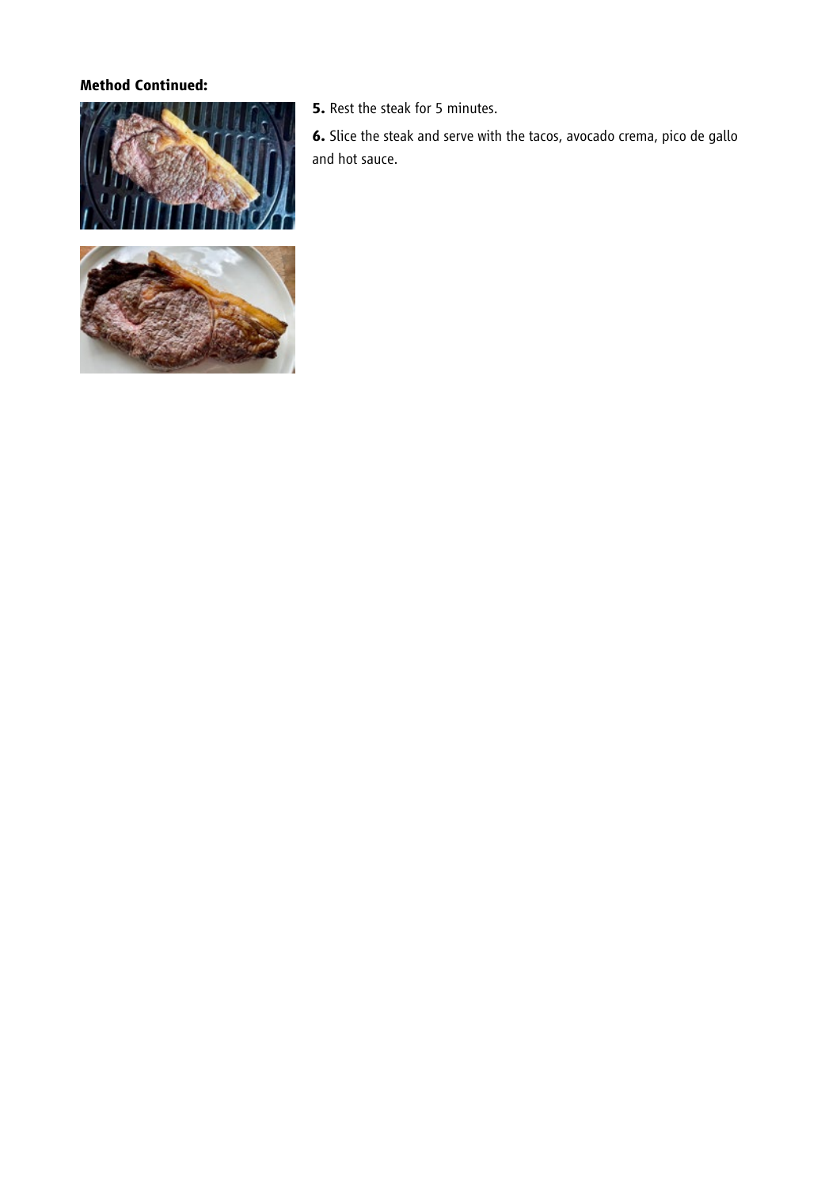**Method Continued:**

**5.** Rest the steak for 5 minutes.

**6.** Slice the steak and serve with the tacos, avocado crema, pico de gallo and hot sauce.